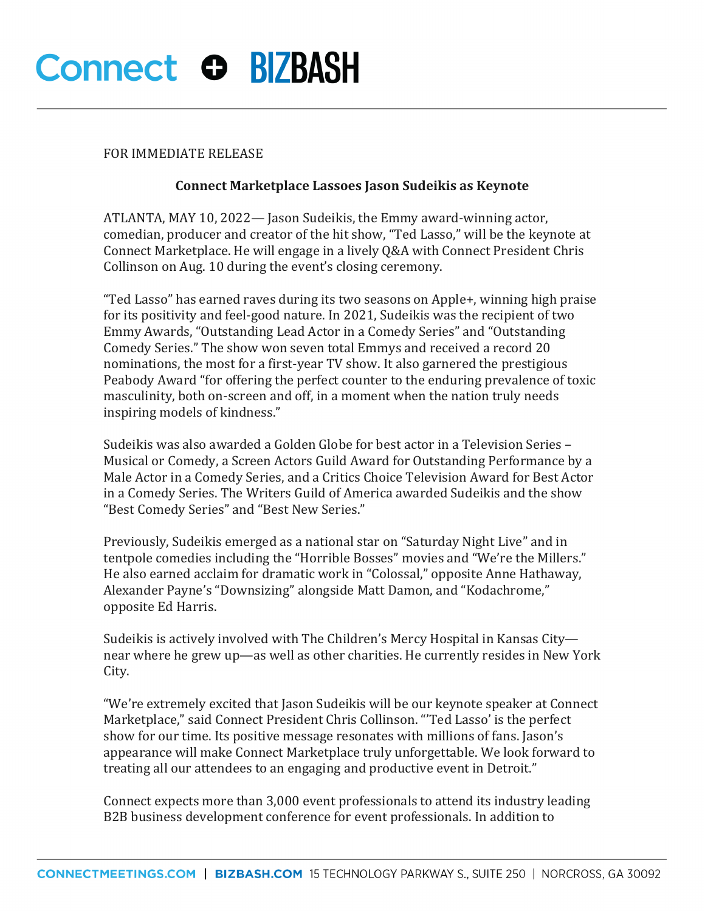Connect + BIZBASH

FOR IMMEDIATE RELEASE

**Connect Marketplace Lassoes Jason Sudeikis as Keynote**

ATLANTA, MAY 10, 2022— Jason Sudeikis, the Emmy award-winning actor, comedian, producer and creator of the hit show, "Ted Lasso," will be the keynote at Connect Marketplace. He will engage in a lively Q&A with Connect President Chris Collinson on Aug. 10 during the event's closing ceremony.

"Ted Lasso" has earned raves during its two seasons on Apple+, winning high praise for its positivity and feel-good nature. In 2021, Sudeikis was the recipient of two Emmy Awards, "Outstanding Lead Actor in a Comedy Series" and "Outstanding Comedy Series." The show won seven total Emmys and received a record 20 nominations, the most for a first-year TV show. It also garnered the prestigious Peabody Award "for offering the perfect counter to the enduring prevalence of toxic masculinity, both on-screen and off, in a moment when the nation truly needs inspiring models of kindness."

Sudeikis was also awarded a Golden Globe for best actor in a Television Series – Musical or Comedy, a Screen Actors Guild Award for Outstanding Performance by a Male Actor in a Comedy Series, and a Critics Choice Television Award for Best Actor in a Comedy Series. The Writers Guild of America awarded Sudeikis and the show "Best Comedy Series" and "Best New Series."

Previously, Sudeikis emerged as a national star on "Saturday Night Live" and in tentpole comedies including the "Horrible Bosses" movies and "We're the Millers." He also earned acclaim for dramatic work in "Colossal," opposite Anne Hathaway, Alexander Payne's "Downsizing" alongside Matt Damon, and "Kodachrome," opposite Ed Harris.

Sudeikis is actively involved with The Children's Mercy Hospital in Kansas City—near where he grew up—as well as other charities. He currently resides in New York City.

"We're extremely excited that Jason Sudeikis will be our keynote speaker at Connect Marketplace," said Connect President Chris Collinson. "'Ted Lasso' is the perfect show for our time. Its positive message resonates with millions of fans. Jason's appearance will make Connect Marketplace truly unforgettable. We look forward to treating all our attendees to an engaging and productive event in Detroit."

Connect expects more than 3,000 event professionals to attend its industry leading B2B business development conference for event professionals. In addition to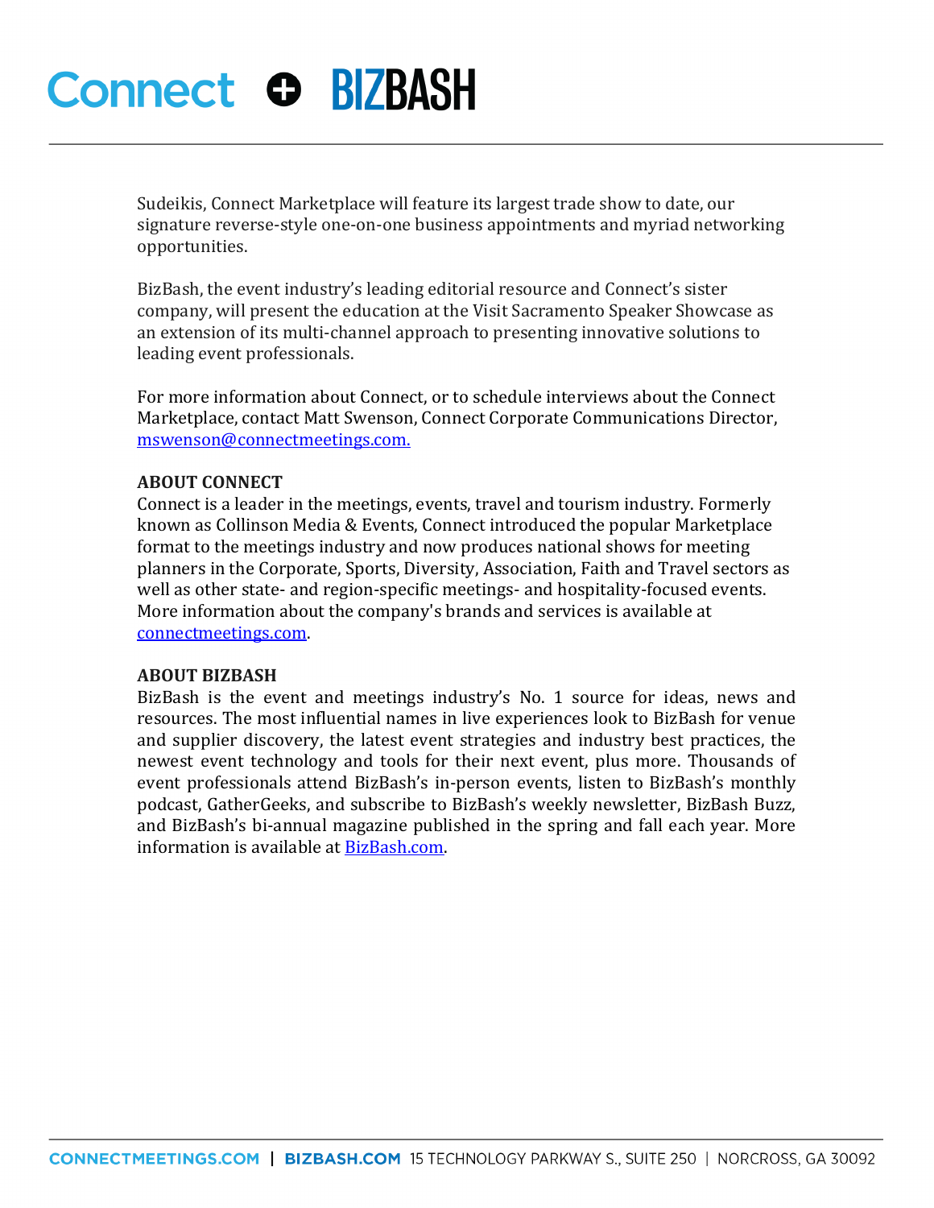Sudeikis, Connect Marketplace will feature its largest trade show to date, our signature reverse-style one-on-one business appointments and myriad networking opportunities.

BizBash, the event industry's leading editorial resource and Connect's sister company, will present the education at the Visit Sacramento Speaker Showcase as an extension of its multi-channel approach to presenting innovative solutions to leading event professionals.

For more information about Connect, or to schedule interviews about the Connect Marketplace, contact Matt Swenson, Connect Corporate Communications Director, [mswenson@connectmeetings.com.](mailto:mswenson@connectmeetings.com)

**ABOUT CONNECT**

Connect is a leader in the meetings, events, travel and tourism industry. Formerly known as Collinson Media & Events, Connect introduced the popular Marketplace format to the meetings industry and now produces national shows for meeting planners in the Corporate, Sports, Diversity, Association, Faith and Travel sectors as well as other state- and region-specific meetings- and hospitality-focused events. More information about the company's brands and services is available at [connectmeetings.com](connectmeetings.com).

**ABOUT BIZBASH**

BizBash is the event and meetings industry's No. 1 source for ideas, news and resources. The most influential names in live experiences look to BizBash for venue and supplier discovery, the latest event strategies and industry best practices, the newest event technology and tools for their next event, plus more. Thousands of event professionals attend BizBash's in-person events, listen to BizBash's monthly podcast, GatherGeeks, and subscribe to BizBash's weekly newsletter, BizBash Buzz, and BizBash's bi-annual magazine published in the spring and fall each year. More information is available at [BizBash.com](BizBash.com).